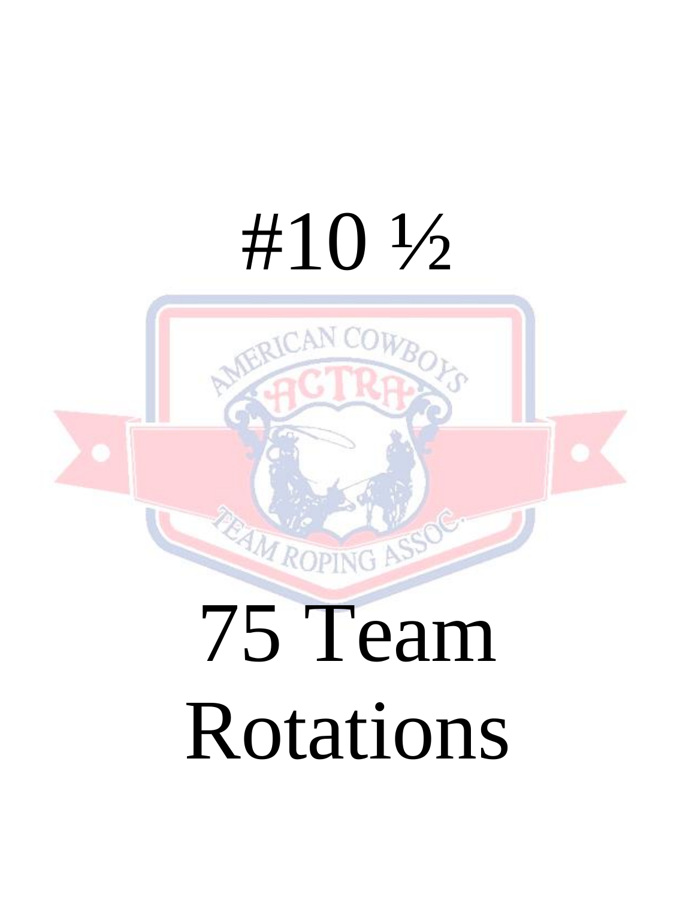# #10 ½

# 75 Team Rotations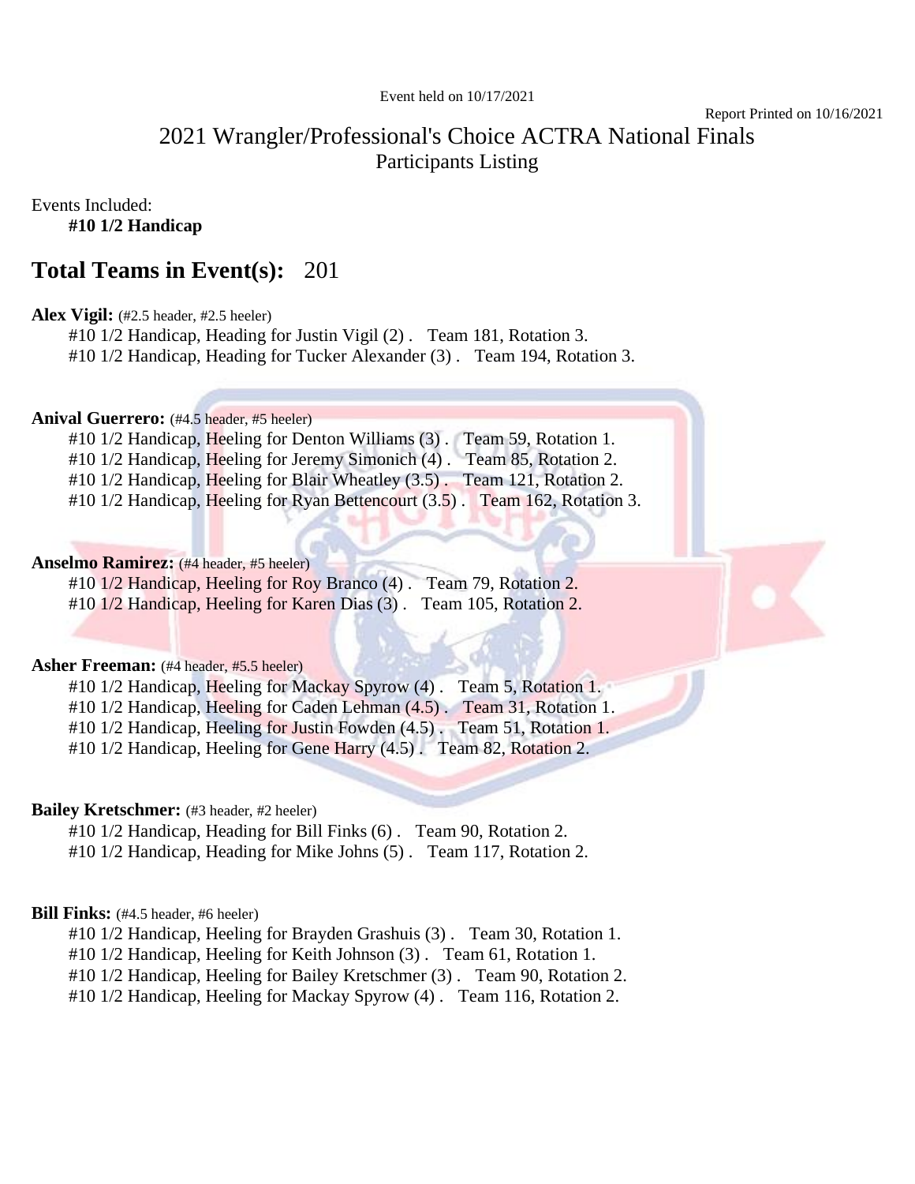Event held on 10/17/2021

Report Printed on 10/16/2021

# 2021 Wrangler/Professional's Choice ACTRA National Finals
## Participants Listing

Events Included:
**#10 1/2 Handicap**

## **Total Teams in Event(s):** 201

**Alex Vigil:** (#2.5 header, #2.5 heeler)
- #10 1/2 Handicap, Heading for Justin Vigil (2) . Team 181, Rotation 3.
- #10 1/2 Handicap, Heading for Tucker Alexander (3) . Team 194, Rotation 3.

**Anival Guerrero:** (#4.5 header, #5 heeler)
- #10 1/2 Handicap, Heeling for Denton Williams (3) . Team 59, Rotation 1.
- #10 1/2 Handicap, Heeling for Jeremy Simonich (4) . Team 85, Rotation 2.
- #10 1/2 Handicap, Heeling for Blair Wheatley (3.5) . Team 121, Rotation 2.
- #10 1/2 Handicap, Heeling for Ryan Bettencourt (3.5) . Team 162, Rotation 3.

**Anselmo Ramirez:** (#4 header, #5 heeler)
- #10 1/2 Handicap, Heeling for Roy Branco (4) . Team 79, Rotation 2.
- #10 1/2 Handicap, Heeling for Karen Dias (3) . Team 105, Rotation 2.

**Asher Freeman:** (#4 header, #5.5 heeler)
- #10 1/2 Handicap, Heeling for Mackay Spyrow (4) . Team 5, Rotation 1.
- #10 1/2 Handicap, Heeling for Caden Lehman (4.5) . Team 31, Rotation 1.
- #10 1/2 Handicap, Heeling for Justin Fowden (4.5) . Team 51, Rotation 1.
- #10 1/2 Handicap, Heeling for Gene Harry (4.5) . Team 82, Rotation 2.

**Bailey Kretschmer:** (#3 header, #2 heeler)
- #10 1/2 Handicap, Heading for Bill Finks (6) . Team 90, Rotation 2.
- #10 1/2 Handicap, Heading for Mike Johns (5) . Team 117, Rotation 2.

**Bill Finks:** (#4.5 header, #6 heeler)
- #10 1/2 Handicap, Heeling for Brayden Grashuis (3) . Team 30, Rotation 1.
- #10 1/2 Handicap, Heeling for Keith Johnson (3) . Team 61, Rotation 1.
- #10 1/2 Handicap, Heeling for Bailey Kretschmer (3) . Team 90, Rotation 2.
- #10 1/2 Handicap, Heeling for Mackay Spyrow (4) . Team 116, Rotation 2.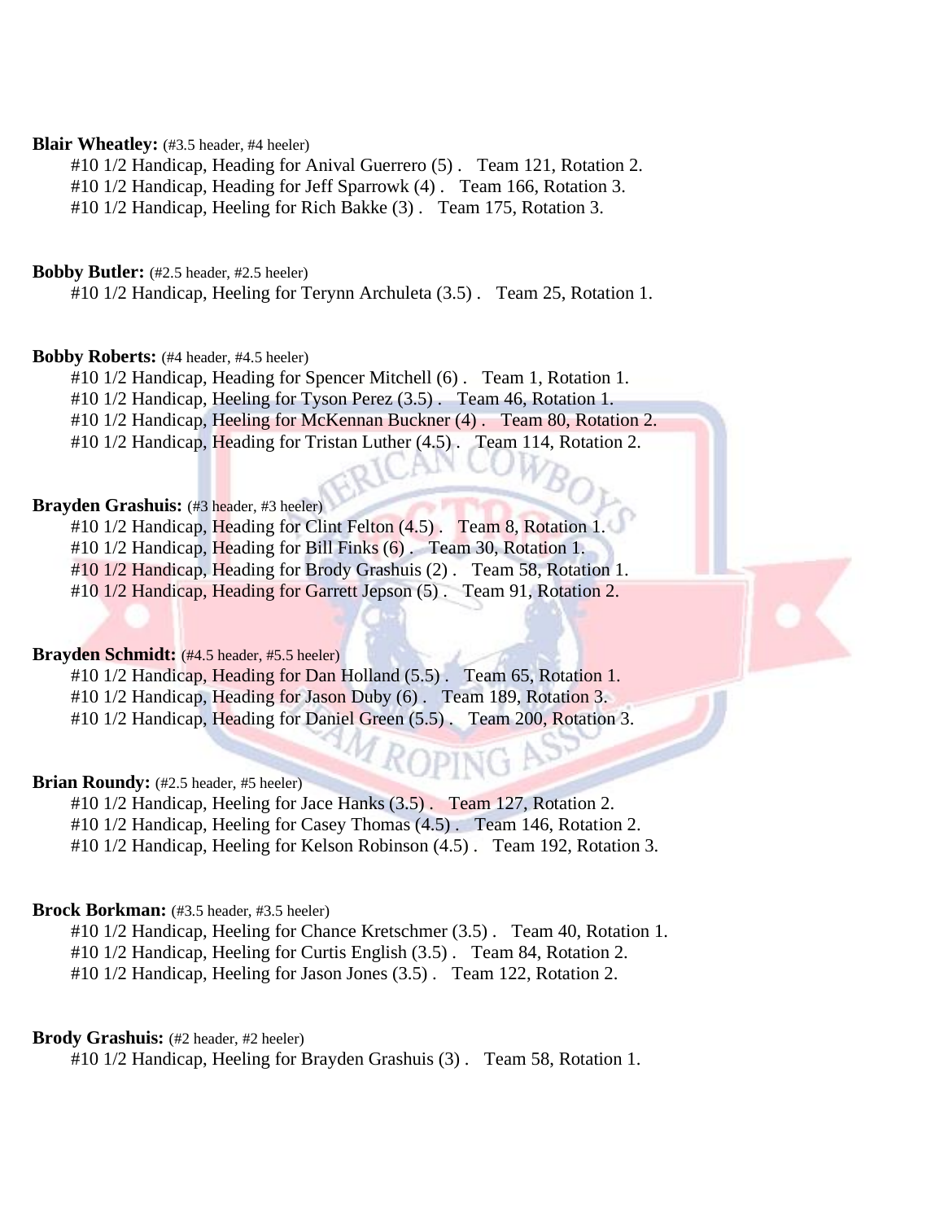**Blair Wheatley:** (#3.5 header, #4 heeler)

#10 1/2 Handicap, Heading for Anival Guerrero (5) . Team 121, Rotation 2.
#10 1/2 Handicap, Heading for Jeff Sparrowk (4) . Team 166, Rotation 3.
#10 1/2 Handicap, Heeling for Rich Bakke (3) . Team 175, Rotation 3.

**Bobby Butler:** (#2.5 header, #2.5 heeler)

#10 1/2 Handicap, Heeling for Terynn Archuleta (3.5) . Team 25, Rotation 1.

**Bobby Roberts:** (#4 header, #4.5 heeler)

#10 1/2 Handicap, Heading for Spencer Mitchell (6) . Team 1, Rotation 1.
#10 1/2 Handicap, Heeling for Tyson Perez (3.5) . Team 46, Rotation 1.
#10 1/2 Handicap, Heeling for McKennan Buckner (4) . Team 80, Rotation 2.
#10 1/2 Handicap, Heading for Tristan Luther (4.5) . Team 114, Rotation 2.

**Brayden Grashuis:** (#3 header, #3 heeler)

#10 1/2 Handicap, Heading for Clint Felton (4.5) . Team 8, Rotation 1.
#10 1/2 Handicap, Heading for Bill Finks (6) . Team 30, Rotation 1.
#10 1/2 Handicap, Heading for Brody Grashuis (2) . Team 58, Rotation 1.
#10 1/2 Handicap, Heading for Garrett Jepson (5) . Team 91, Rotation 2.

**Brayden Schmidt:** (#4.5 header, #5.5 heeler)

#10 1/2 Handicap, Heading for Dan Holland (5.5) . Team 65, Rotation 1.
#10 1/2 Handicap, Heading for Jason Duby (6) . Team 189, Rotation 3.
#10 1/2 Handicap, Heading for Daniel Green (5.5) . Team 200, Rotation 3.

**Brian Roundy:** (#2.5 header, #5 heeler)

#10 1/2 Handicap, Heeling for Jace Hanks (3.5) . Team 127, Rotation 2.
#10 1/2 Handicap, Heeling for Casey Thomas (4.5) . Team 146, Rotation 2.
#10 1/2 Handicap, Heeling for Kelson Robinson (4.5) . Team 192, Rotation 3.

**Brock Borkman:** (#3.5 header, #3.5 heeler)

#10 1/2 Handicap, Heeling for Chance Kretschmer (3.5) . Team 40, Rotation 1.
#10 1/2 Handicap, Heeling for Curtis English (3.5) . Team 84, Rotation 2.
#10 1/2 Handicap, Heeling for Jason Jones (3.5) . Team 122, Rotation 2.

**Brody Grashuis:** (#2 header, #2 heeler)

#10 1/2 Handicap, Heeling for Brayden Grashuis (3) . Team 58, Rotation 1.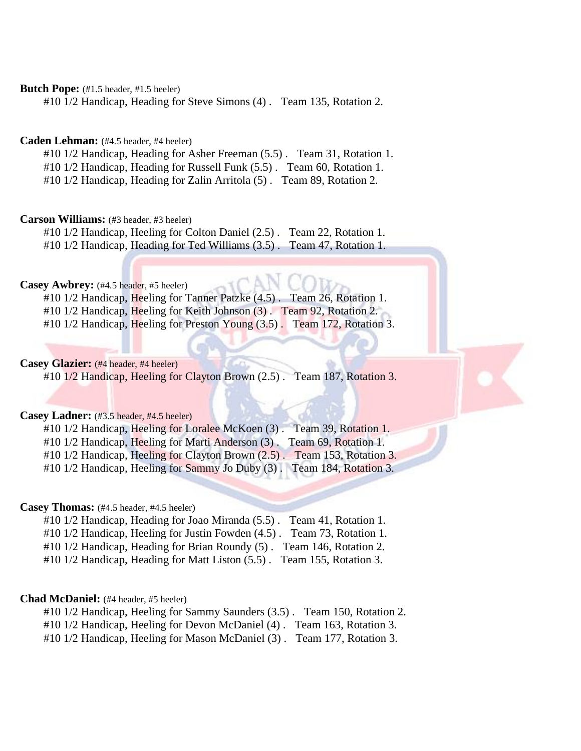**Butch Pope:** (#1.5 header, #1.5 heeler)

#10 1/2 Handicap, Heading for Steve Simons (4) . Team 135, Rotation 2.

**Caden Lehman:** (#4.5 header, #4 heeler)

#10 1/2 Handicap, Heading for Asher Freeman (5.5) . Team 31, Rotation 1.
#10 1/2 Handicap, Heading for Russell Funk (5.5) . Team 60, Rotation 1.
#10 1/2 Handicap, Heading for Zalin Arritola (5) . Team 89, Rotation 2.

**Carson Williams:** (#3 header, #3 heeler)

#10 1/2 Handicap, Heeling for Colton Daniel (2.5) . Team 22, Rotation 1.
#10 1/2 Handicap, Heading for Ted Williams (3.5) . Team 47, Rotation 1.

**Casey Awbrey:** (#4.5 header, #5 heeler)

#10 1/2 Handicap, Heeling for Tanner Patzke (4.5) . Team 26, Rotation 1.
#10 1/2 Handicap, Heeling for Keith Johnson (3) . Team 92, Rotation 2.
#10 1/2 Handicap, Heeling for Preston Young (3.5) . Team 172, Rotation 3.

**Casey Glazier:** (#4 header, #4 heeler)

#10 1/2 Handicap, Heeling for Clayton Brown (2.5) . Team 187, Rotation 3.

**Casey Ladner:** (#3.5 header, #4.5 heeler)

#10 1/2 Handicap, Heeling for Loralee McKoen (3) . Team 39, Rotation 1.
#10 1/2 Handicap, Heeling for Marti Anderson (3) . Team 69, Rotation 1.
#10 1/2 Handicap, Heeling for Clayton Brown (2.5) . Team 153, Rotation 3.
#10 1/2 Handicap, Heeling for Sammy Jo Duby (3) . Team 184, Rotation 3.

**Casey Thomas:** (#4.5 header, #4.5 heeler)

#10 1/2 Handicap, Heading for Joao Miranda (5.5) . Team 41, Rotation 1.
#10 1/2 Handicap, Heeling for Justin Fowden (4.5) . Team 73, Rotation 1.
#10 1/2 Handicap, Heading for Brian Roundy (5) . Team 146, Rotation 2.
#10 1/2 Handicap, Heading for Matt Liston (5.5) . Team 155, Rotation 3.

**Chad McDaniel:** (#4 header, #5 heeler)

#10 1/2 Handicap, Heeling for Sammy Saunders (3.5) . Team 150, Rotation 2.
#10 1/2 Handicap, Heeling for Devon McDaniel (4) . Team 163, Rotation 3.
#10 1/2 Handicap, Heeling for Mason McDaniel (3) . Team 177, Rotation 3.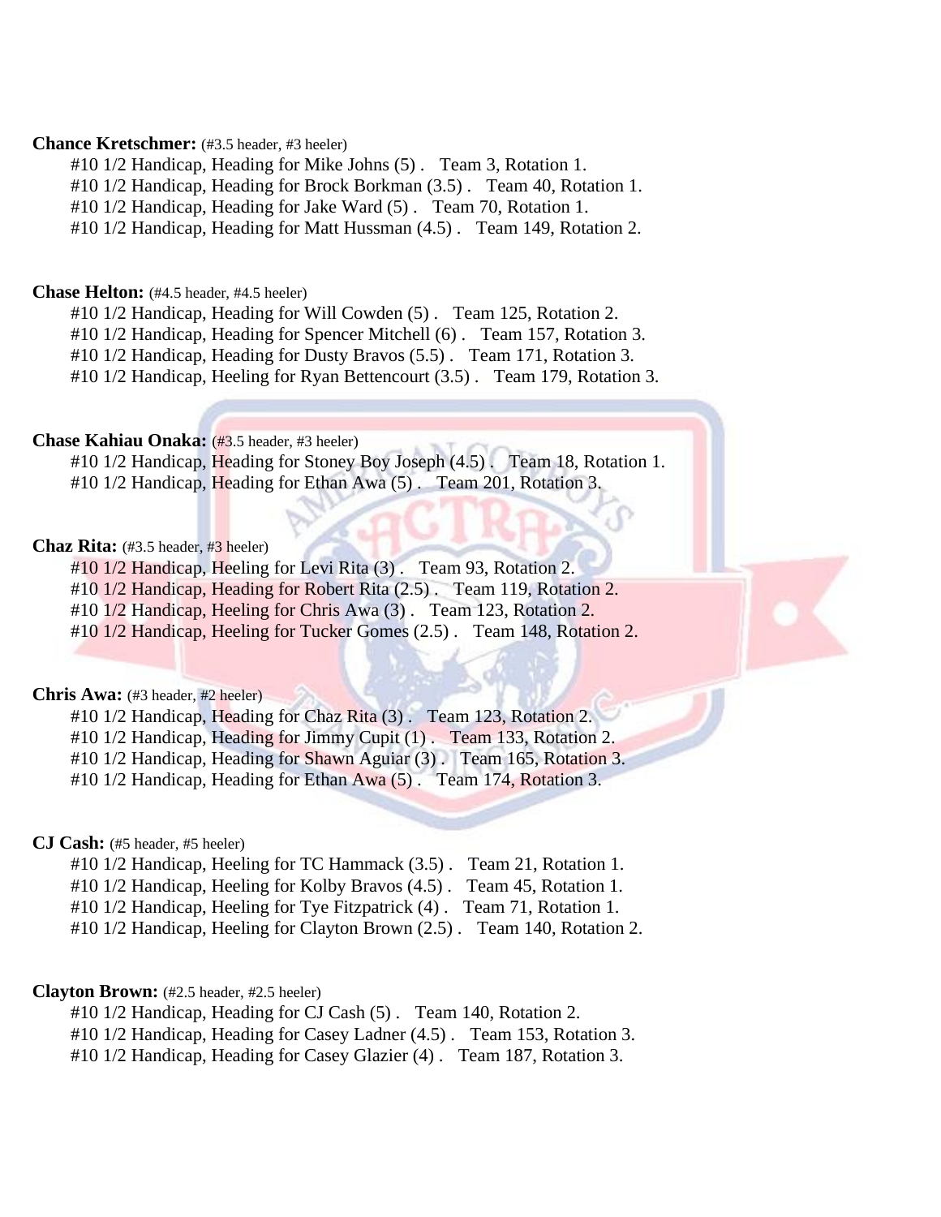**Chance Kretschmer:** (#3.5 header, #3 heeler)

#10 1/2 Handicap, Heading for Mike Johns (5) . Team 3, Rotation 1.
#10 1/2 Handicap, Heading for Brock Borkman (3.5) . Team 40, Rotation 1.
#10 1/2 Handicap, Heading for Jake Ward (5) . Team 70, Rotation 1.
#10 1/2 Handicap, Heading for Matt Hussman (4.5) . Team 149, Rotation 2.

**Chase Helton:** (#4.5 header, #4.5 heeler)

#10 1/2 Handicap, Heading for Will Cowden (5) . Team 125, Rotation 2.
#10 1/2 Handicap, Heading for Spencer Mitchell (6) . Team 157, Rotation 3.
#10 1/2 Handicap, Heading for Dusty Bravos (5.5) . Team 171, Rotation 3.
#10 1/2 Handicap, Heeling for Ryan Bettencourt (3.5) . Team 179, Rotation 3.

**Chase Kahiau Onaka:** (#3.5 header, #3 heeler)

#10 1/2 Handicap, Heading for Stoney Boy Joseph (4.5) . Team 18, Rotation 1.
#10 1/2 Handicap, Heading for Ethan Awa (5) . Team 201, Rotation 3.

**Chaz Rita:** (#3.5 header, #3 heeler)

#10 1/2 Handicap, Heeling for Levi Rita (3) . Team 93, Rotation 2.
#10 1/2 Handicap, Heading for Robert Rita (2.5) . Team 119, Rotation 2.
#10 1/2 Handicap, Heeling for Chris Awa (3) . Team 123, Rotation 2.
#10 1/2 Handicap, Heeling for Tucker Gomes (2.5) . Team 148, Rotation 2.

**Chris Awa:** (#3 header, #2 heeler)

#10 1/2 Handicap, Heading for Chaz Rita (3) . Team 123, Rotation 2.
#10 1/2 Handicap, Heading for Jimmy Cupit (1) . Team 133, Rotation 2.
#10 1/2 Handicap, Heading for Shawn Aguiar (3) . Team 165, Rotation 3.
#10 1/2 Handicap, Heading for Ethan Awa (5) . Team 174, Rotation 3.

**CJ Cash:** (#5 header, #5 heeler)

#10 1/2 Handicap, Heeling for TC Hammack (3.5) . Team 21, Rotation 1.
#10 1/2 Handicap, Heeling for Kolby Bravos (4.5) . Team 45, Rotation 1.
#10 1/2 Handicap, Heeling for Tye Fitzpatrick (4) . Team 71, Rotation 1.
#10 1/2 Handicap, Heeling for Clayton Brown (2.5) . Team 140, Rotation 2.

**Clayton Brown:** (#2.5 header, #2.5 heeler)

#10 1/2 Handicap, Heading for CJ Cash (5) . Team 140, Rotation 2.
#10 1/2 Handicap, Heading for Casey Ladner (4.5) . Team 153, Rotation 3.
#10 1/2 Handicap, Heading for Casey Glazier (4) . Team 187, Rotation 3.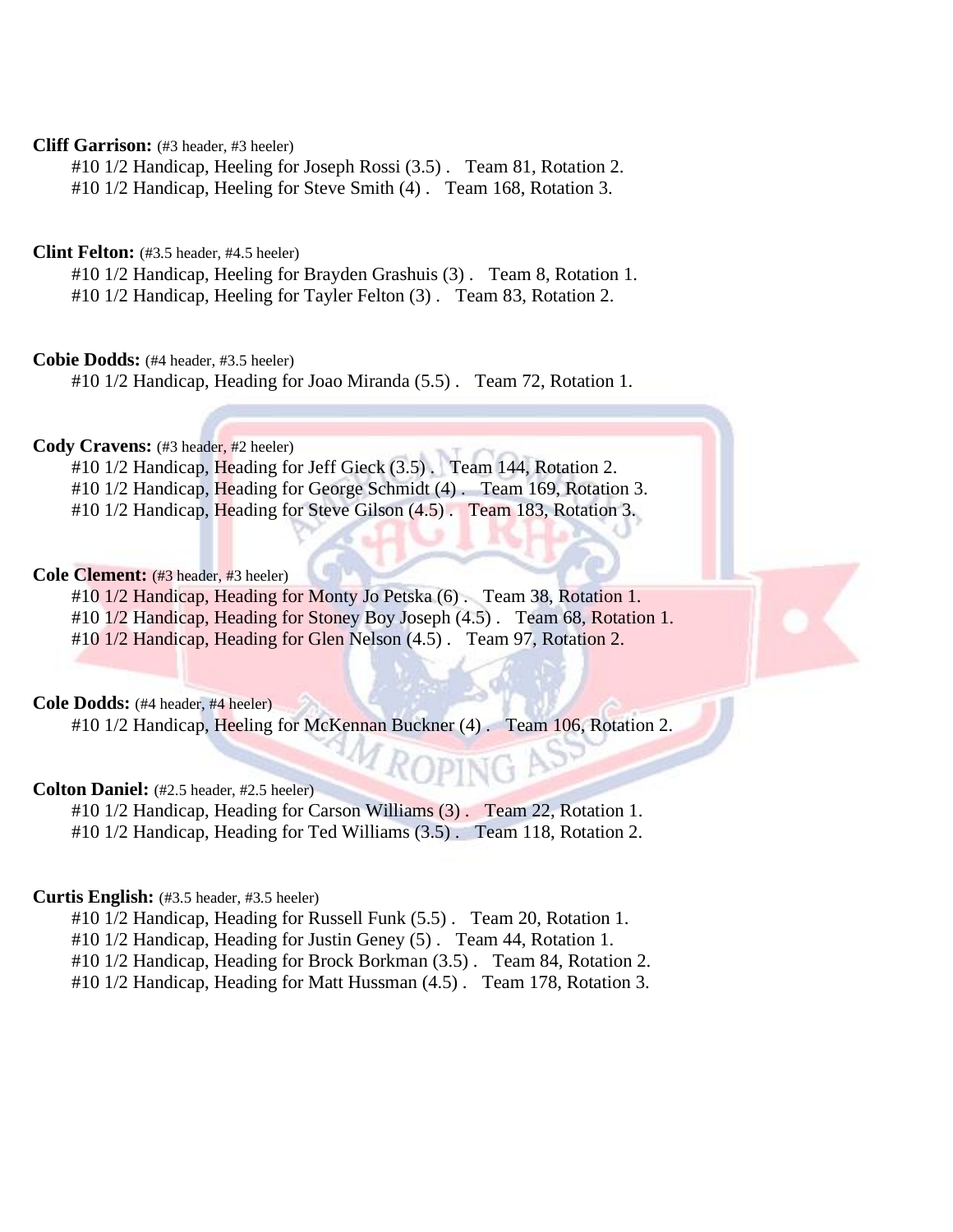**Cliff Garrison:** (#3 header, #3 heeler)

#10 1/2 Handicap, Heeling for Joseph Rossi (3.5) . Team 81, Rotation 2.
#10 1/2 Handicap, Heeling for Steve Smith (4) . Team 168, Rotation 3.

**Clint Felton:** (#3.5 header, #4.5 heeler)

#10 1/2 Handicap, Heeling for Brayden Grashuis (3) . Team 8, Rotation 1.
#10 1/2 Handicap, Heeling for Tayler Felton (3) . Team 83, Rotation 2.

**Cobie Dodds:** (#4 header, #3.5 heeler)

#10 1/2 Handicap, Heading for Joao Miranda (5.5) . Team 72, Rotation 1.

**Cody Cravens:** (#3 header, #2 heeler)

#10 1/2 Handicap, Heading for Jeff Gieck (3.5) . Team 144, Rotation 2.
#10 1/2 Handicap, Heading for George Schmidt (4) . Team 169, Rotation 3.
#10 1/2 Handicap, Heading for Steve Gilson (4.5) . Team 183, Rotation 3.

**Cole Clement:** (#3 header, #3 heeler)

#10 1/2 Handicap, Heading for Monty Jo Petska (6) . Team 38, Rotation 1.
#10 1/2 Handicap, Heading for Stoney Boy Joseph (4.5) . Team 68, Rotation 1.
#10 1/2 Handicap, Heading for Glen Nelson (4.5) . Team 97, Rotation 2.

**Cole Dodds:** (#4 header, #4 heeler)

#10 1/2 Handicap, Heeling for McKennan Buckner (4) . Team 106, Rotation 2.

**Colton Daniel:** (#2.5 header, #2.5 heeler)

#10 1/2 Handicap, Heading for Carson Williams (3) . Team 22, Rotation 1.
#10 1/2 Handicap, Heading for Ted Williams (3.5) . Team 118, Rotation 2.

**Curtis English:** (#3.5 header, #3.5 heeler)

#10 1/2 Handicap, Heading for Russell Funk (5.5) . Team 20, Rotation 1.
#10 1/2 Handicap, Heading for Justin Geney (5) . Team 44, Rotation 1.
#10 1/2 Handicap, Heading for Brock Borkman (3.5) . Team 84, Rotation 2.
#10 1/2 Handicap, Heading for Matt Hussman (4.5) . Team 178, Rotation 3.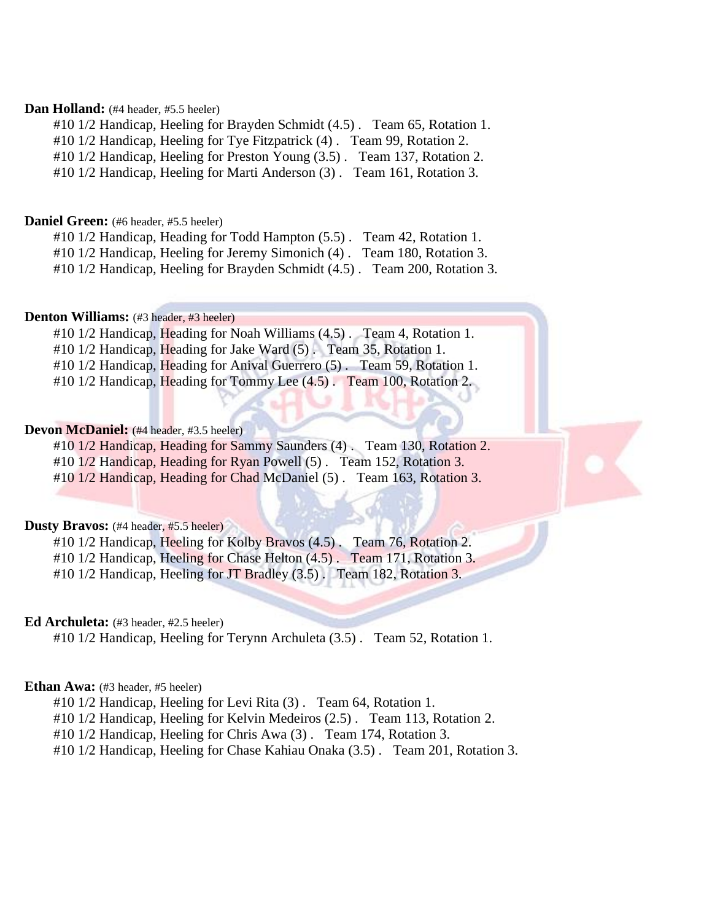**Dan Holland:** (#4 header, #5.5 heeler)

#10 1/2 Handicap, Heeling for Brayden Schmidt (4.5) . Team 65, Rotation 1.
#10 1/2 Handicap, Heeling for Tye Fitzpatrick (4) . Team 99, Rotation 2.
#10 1/2 Handicap, Heeling for Preston Young (3.5) . Team 137, Rotation 2.
#10 1/2 Handicap, Heeling for Marti Anderson (3) . Team 161, Rotation 3.

**Daniel Green:** (#6 header, #5.5 heeler)

#10 1/2 Handicap, Heading for Todd Hampton (5.5) . Team 42, Rotation 1.
#10 1/2 Handicap, Heeling for Jeremy Simonich (4) . Team 180, Rotation 3.
#10 1/2 Handicap, Heeling for Brayden Schmidt (4.5) . Team 200, Rotation 3.

**Denton Williams:** (#3 header, #3 heeler)

#10 1/2 Handicap, Heading for Noah Williams (4.5) . Team 4, Rotation 1.
#10 1/2 Handicap, Heading for Jake Ward (5) . Team 35, Rotation 1.
#10 1/2 Handicap, Heading for Anival Guerrero (5) . Team 59, Rotation 1.
#10 1/2 Handicap, Heading for Tommy Lee (4.5) . Team 100, Rotation 2.

**Devon McDaniel:** (#4 header, #3.5 heeler)

#10 1/2 Handicap, Heading for Sammy Saunders (4) . Team 130, Rotation 2.
#10 1/2 Handicap, Heading for Ryan Powell (5) . Team 152, Rotation 3.
#10 1/2 Handicap, Heading for Chad McDaniel (5) . Team 163, Rotation 3.

**Dusty Bravos:** (#4 header, #5.5 heeler)

#10 1/2 Handicap, Heeling for Kolby Bravos (4.5) . Team 76, Rotation 2.
#10 1/2 Handicap, Heeling for Chase Helton (4.5) . Team 171, Rotation 3.
#10 1/2 Handicap, Heeling for JT Bradley (3.5) . Team 182, Rotation 3.

**Ed Archuleta:** (#3 header, #2.5 heeler)

#10 1/2 Handicap, Heeling for Terynn Archuleta (3.5) . Team 52, Rotation 1.

**Ethan Awa:** (#3 header, #5 heeler)

#10 1/2 Handicap, Heeling for Levi Rita (3) . Team 64, Rotation 1.
#10 1/2 Handicap, Heeling for Kelvin Medeiros (2.5) . Team 113, Rotation 2.
#10 1/2 Handicap, Heeling for Chris Awa (3) . Team 174, Rotation 3.
#10 1/2 Handicap, Heeling for Chase Kahiau Onaka (3.5) . Team 201, Rotation 3.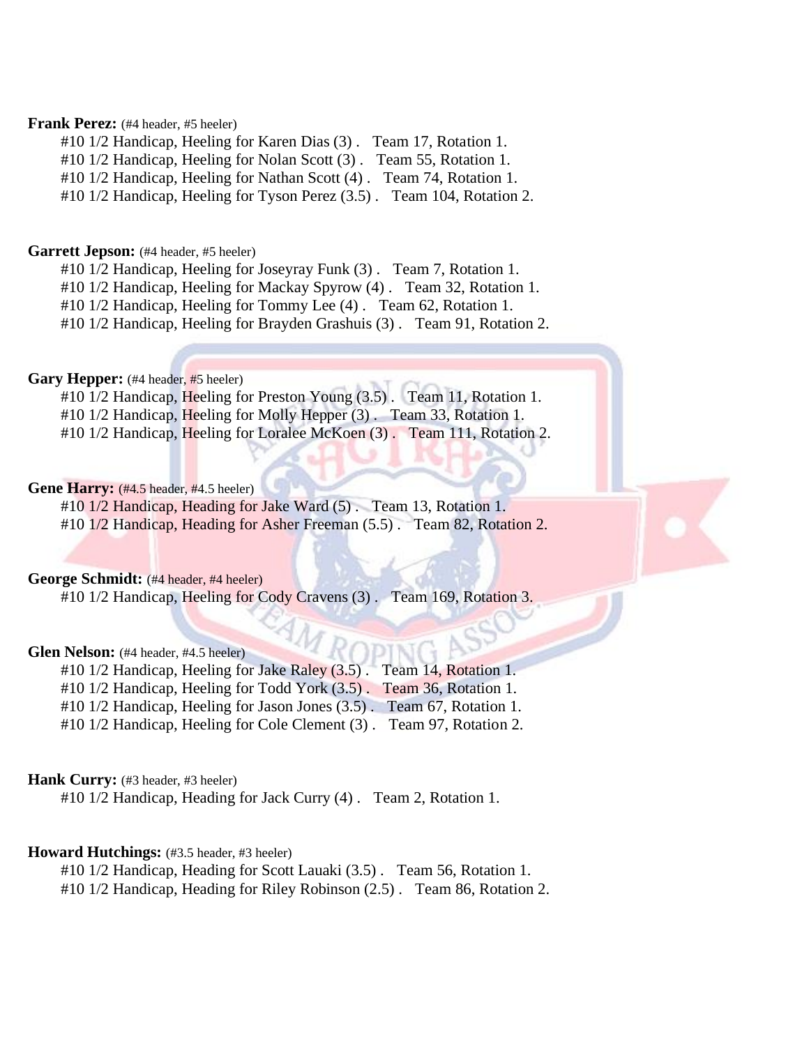**Frank Perez:** (#4 header, #5 heeler)

#10 1/2 Handicap, Heeling for Karen Dias (3) . Team 17, Rotation 1.
#10 1/2 Handicap, Heeling for Nolan Scott (3) . Team 55, Rotation 1.
#10 1/2 Handicap, Heeling for Nathan Scott (4) . Team 74, Rotation 1.
#10 1/2 Handicap, Heeling for Tyson Perez (3.5) . Team 104, Rotation 2.

**Garrett Jepson:** (#4 header, #5 heeler)

#10 1/2 Handicap, Heeling for Joseyray Funk (3) . Team 7, Rotation 1.
#10 1/2 Handicap, Heeling for Mackay Spyrow (4) . Team 32, Rotation 1.
#10 1/2 Handicap, Heeling for Tommy Lee (4) . Team 62, Rotation 1.
#10 1/2 Handicap, Heeling for Brayden Grashuis (3) . Team 91, Rotation 2.

**Gary Hepper:** (#4 header, #5 heeler)

#10 1/2 Handicap, Heeling for Preston Young (3.5) . Team 11, Rotation 1.
#10 1/2 Handicap, Heeling for Molly Hepper (3) . Team 33, Rotation 1.
#10 1/2 Handicap, Heeling for Loralee McKoen (3) . Team 111, Rotation 2.

**Gene Harry:** (#4.5 header, #4.5 heeler)

#10 1/2 Handicap, Heading for Jake Ward (5) . Team 13, Rotation 1.
#10 1/2 Handicap, Heading for Asher Freeman (5.5) . Team 82, Rotation 2.

**George Schmidt:** (#4 header, #4 heeler)

#10 1/2 Handicap, Heeling for Cody Cravens (3) . Team 169, Rotation 3.

**Glen Nelson:** (#4 header, #4.5 heeler)

#10 1/2 Handicap, Heeling for Jake Raley (3.5) . Team 14, Rotation 1.
#10 1/2 Handicap, Heeling for Todd York (3.5) . Team 36, Rotation 1.
#10 1/2 Handicap, Heeling for Jason Jones (3.5) . Team 67, Rotation 1.
#10 1/2 Handicap, Heeling for Cole Clement (3) . Team 97, Rotation 2.

**Hank Curry:** (#3 header, #3 heeler)

#10 1/2 Handicap, Heading for Jack Curry (4) . Team 2, Rotation 1.

**Howard Hutchings:** (#3.5 header, #3 heeler)

#10 1/2 Handicap, Heading for Scott Lauaki (3.5) . Team 56, Rotation 1.
#10 1/2 Handicap, Heading for Riley Robinson (2.5) . Team 86, Rotation 2.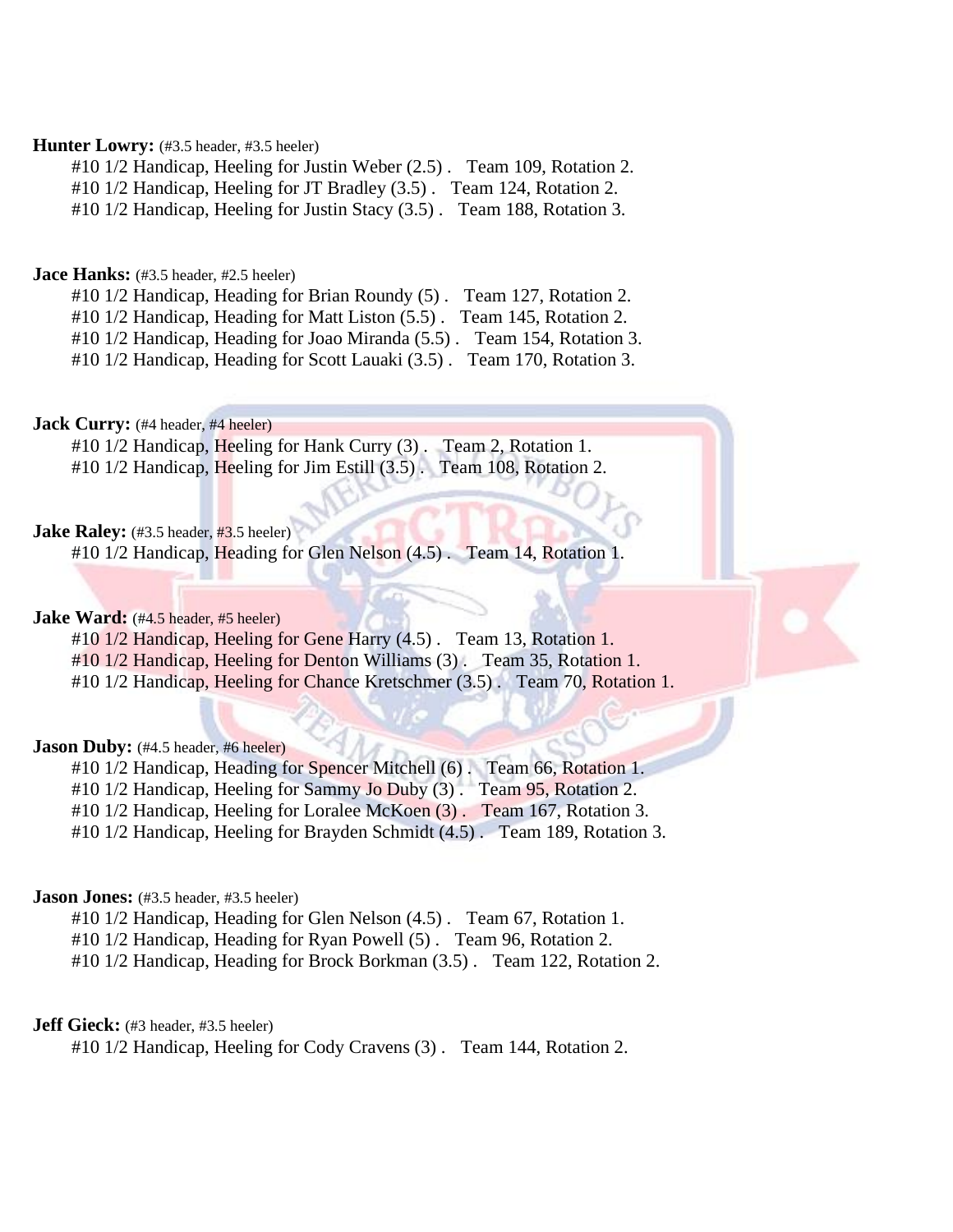**Hunter Lowry:** (#3.5 header, #3.5 heeler)

#10 1/2 Handicap, Heeling for Justin Weber (2.5) . Team 109, Rotation 2.
#10 1/2 Handicap, Heeling for JT Bradley (3.5) . Team 124, Rotation 2.
#10 1/2 Handicap, Heeling for Justin Stacy (3.5) . Team 188, Rotation 3.

**Jace Hanks:** (#3.5 header, #2.5 heeler)

#10 1/2 Handicap, Heading for Brian Roundy (5) . Team 127, Rotation 2.
#10 1/2 Handicap, Heading for Matt Liston (5.5) . Team 145, Rotation 2.
#10 1/2 Handicap, Heading for Joao Miranda (5.5) . Team 154, Rotation 3.
#10 1/2 Handicap, Heading for Scott Lauaki (3.5) . Team 170, Rotation 3.

**Jack Curry:** (#4 header, #4 heeler)

#10 1/2 Handicap, Heeling for Hank Curry (3) . Team 2, Rotation 1.
#10 1/2 Handicap, Heeling for Jim Estill (3.5) . Team 108, Rotation 2.

**Jake Raley:** (#3.5 header, #3.5 heeler)

#10 1/2 Handicap, Heading for Glen Nelson (4.5) . Team 14, Rotation 1.

**Jake Ward:** (#4.5 header, #5 heeler)

#10 1/2 Handicap, Heeling for Gene Harry (4.5) . Team 13, Rotation 1.
#10 1/2 Handicap, Heeling for Denton Williams (3) . Team 35, Rotation 1.
#10 1/2 Handicap, Heeling for Chance Kretschmer (3.5) . Team 70, Rotation 1.

**Jason Duby:** (#4.5 header, #6 heeler)

#10 1/2 Handicap, Heading for Spencer Mitchell (6) . Team 66, Rotation 1.
#10 1/2 Handicap, Heeling for Sammy Jo Duby (3) . Team 95, Rotation 2.
#10 1/2 Handicap, Heeling for Loralee McKoen (3) . Team 167, Rotation 3.
#10 1/2 Handicap, Heeling for Brayden Schmidt (4.5) . Team 189, Rotation 3.

**Jason Jones:** (#3.5 header, #3.5 heeler)

#10 1/2 Handicap, Heading for Glen Nelson (4.5) . Team 67, Rotation 1.
#10 1/2 Handicap, Heading for Ryan Powell (5) . Team 96, Rotation 2.
#10 1/2 Handicap, Heading for Brock Borkman (3.5) . Team 122, Rotation 2.

**Jeff Gieck:** (#3 header, #3.5 heeler)

#10 1/2 Handicap, Heeling for Cody Cravens (3) . Team 144, Rotation 2.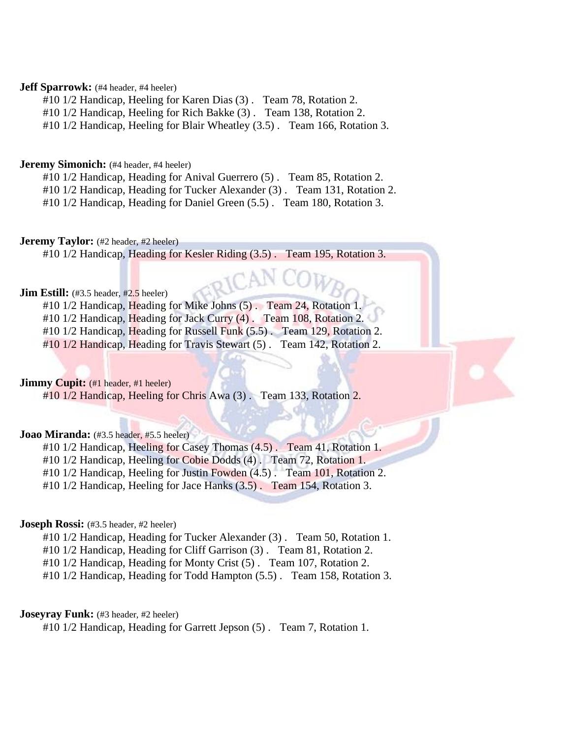**Jeff Sparrowk:** (#4 header, #4 heeler)

#10 1/2 Handicap, Heeling for Karen Dias (3) . Team 78, Rotation 2.
#10 1/2 Handicap, Heeling for Rich Bakke (3) . Team 138, Rotation 2.
#10 1/2 Handicap, Heeling for Blair Wheatley (3.5) . Team 166, Rotation 3.

**Jeremy Simonich:** (#4 header, #4 heeler)

#10 1/2 Handicap, Heading for Anival Guerrero (5) . Team 85, Rotation 2.
#10 1/2 Handicap, Heading for Tucker Alexander (3) . Team 131, Rotation 2.
#10 1/2 Handicap, Heading for Daniel Green (5.5) . Team 180, Rotation 3.

**Jeremy Taylor:** (#2 header, #2 heeler)

#10 1/2 Handicap, Heading for Kesler Riding (3.5) . Team 195, Rotation 3.

**Jim Estill:** (#3.5 header, #2.5 heeler)

#10 1/2 Handicap, Heading for Mike Johns (5) . Team 24, Rotation 1.
#10 1/2 Handicap, Heading for Jack Curry (4) . Team 108, Rotation 2.
#10 1/2 Handicap, Heading for Russell Funk (5.5) . Team 129, Rotation 2.
#10 1/2 Handicap, Heading for Travis Stewart (5) . Team 142, Rotation 2.

**Jimmy Cupit:** (#1 header, #1 heeler)

#10 1/2 Handicap, Heeling for Chris Awa (3) . Team 133, Rotation 2.

**Joao Miranda:** (#3.5 header, #5.5 heeler)

#10 1/2 Handicap, Heeling for Casey Thomas (4.5) . Team 41, Rotation 1.
#10 1/2 Handicap, Heeling for Cobie Dodds (4) . Team 72, Rotation 1.
#10 1/2 Handicap, Heeling for Justin Fowden (4.5) . Team 101, Rotation 2.
#10 1/2 Handicap, Heeling for Jace Hanks (3.5) . Team 154, Rotation 3.

**Joseph Rossi:** (#3.5 header, #2 heeler)

#10 1/2 Handicap, Heading for Tucker Alexander (3) . Team 50, Rotation 1.
#10 1/2 Handicap, Heading for Cliff Garrison (3) . Team 81, Rotation 2.
#10 1/2 Handicap, Heading for Monty Crist (5) . Team 107, Rotation 2.
#10 1/2 Handicap, Heading for Todd Hampton (5.5) . Team 158, Rotation 3.

**Joseyray Funk:** (#3 header, #2 heeler)

#10 1/2 Handicap, Heading for Garrett Jepson (5) . Team 7, Rotation 1.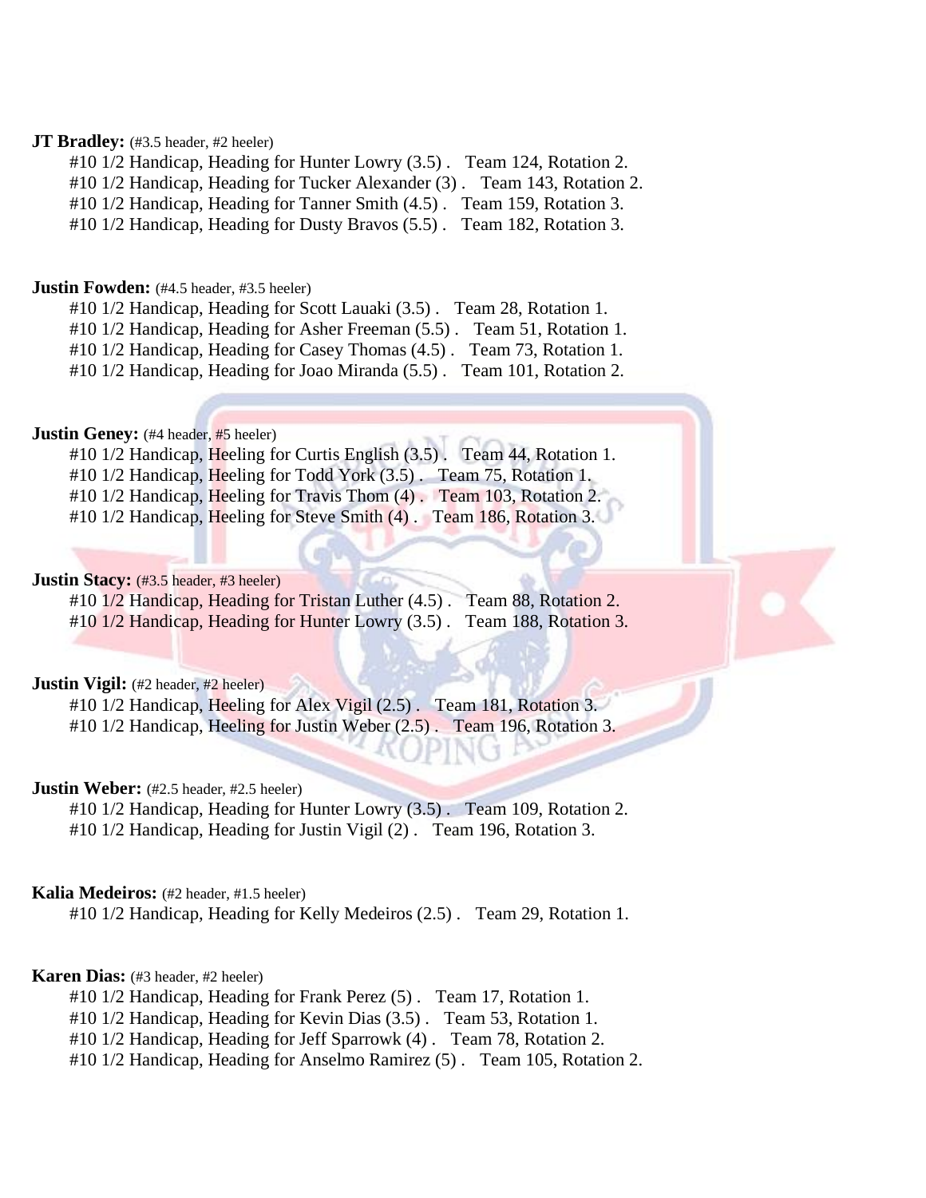**JT Bradley:** (#3.5 header, #2 heeler)

#10 1/2 Handicap, Heading for Hunter Lowry (3.5) . Team 124, Rotation 2.
#10 1/2 Handicap, Heading for Tucker Alexander (3) . Team 143, Rotation 2.
#10 1/2 Handicap, Heading for Tanner Smith (4.5) . Team 159, Rotation 3.
#10 1/2 Handicap, Heading for Dusty Bravos (5.5) . Team 182, Rotation 3.

**Justin Fowden:** (#4.5 header, #3.5 heeler)

#10 1/2 Handicap, Heading for Scott Lauaki (3.5) . Team 28, Rotation 1.
#10 1/2 Handicap, Heading for Asher Freeman (5.5) . Team 51, Rotation 1.
#10 1/2 Handicap, Heading for Casey Thomas (4.5) . Team 73, Rotation 1.
#10 1/2 Handicap, Heading for Joao Miranda (5.5) . Team 101, Rotation 2.

**Justin Geney:** (#4 header, #5 heeler)

#10 1/2 Handicap, Heeling for Curtis English (3.5) . Team 44, Rotation 1.
#10 1/2 Handicap, Heeling for Todd York (3.5) . Team 75, Rotation 1.
#10 1/2 Handicap, Heeling for Travis Thom (4) . Team 103, Rotation 2.
#10 1/2 Handicap, Heeling for Steve Smith (4) . Team 186, Rotation 3.

**Justin Stacy:** (#3.5 header, #3 heeler)

#10 1/2 Handicap, Heading for Tristan Luther (4.5) . Team 88, Rotation 2.
#10 1/2 Handicap, Heading for Hunter Lowry (3.5) . Team 188, Rotation 3.

**Justin Vigil:** (#2 header, #2 heeler)

#10 1/2 Handicap, Heeling for Alex Vigil (2.5) . Team 181, Rotation 3.
#10 1/2 Handicap, Heeling for Justin Weber (2.5) . Team 196, Rotation 3.

**Justin Weber:** (#2.5 header, #2.5 heeler)

#10 1/2 Handicap, Heading for Hunter Lowry (3.5) . Team 109, Rotation 2.
#10 1/2 Handicap, Heading for Justin Vigil (2) . Team 196, Rotation 3.

**Kalia Medeiros:** (#2 header, #1.5 heeler)

#10 1/2 Handicap, Heading for Kelly Medeiros (2.5) . Team 29, Rotation 1.

**Karen Dias:** (#3 header, #2 heeler)

#10 1/2 Handicap, Heading for Frank Perez (5) . Team 17, Rotation 1.
#10 1/2 Handicap, Heading for Kevin Dias (3.5) . Team 53, Rotation 1.
#10 1/2 Handicap, Heading for Jeff Sparrowk (4) . Team 78, Rotation 2.
#10 1/2 Handicap, Heading for Anselmo Ramirez (5) . Team 105, Rotation 2.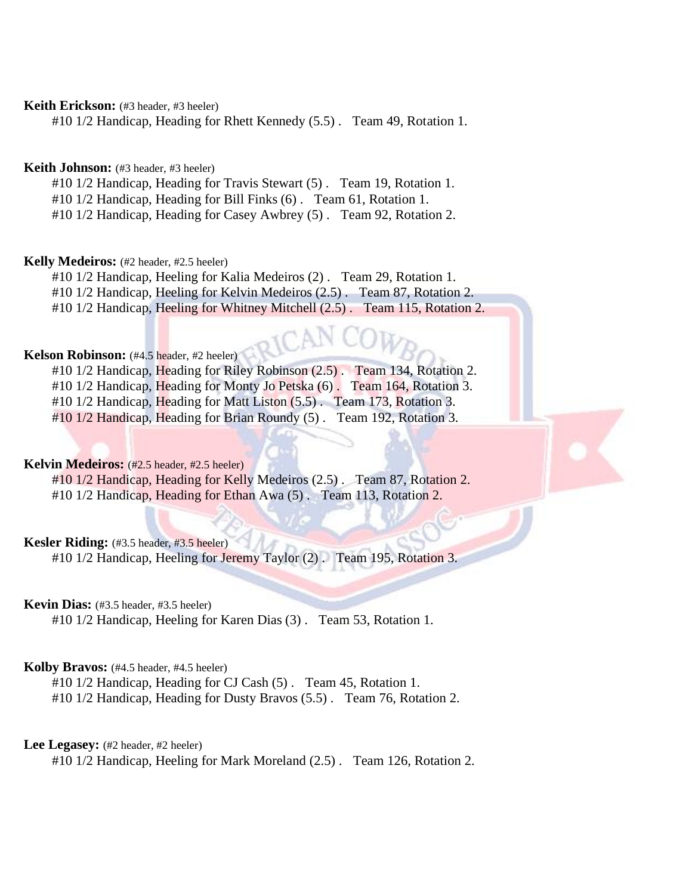**Keith Erickson:** (#3 header, #3 heeler)
#10 1/2 Handicap, Heading for Rhett Kennedy (5.5) . Team 49, Rotation 1.

**Keith Johnson:** (#3 header, #3 heeler)
#10 1/2 Handicap, Heading for Travis Stewart (5) . Team 19, Rotation 1.
#10 1/2 Handicap, Heading for Bill Finks (6) . Team 61, Rotation 1.
#10 1/2 Handicap, Heading for Casey Awbrey (5) . Team 92, Rotation 2.

**Kelly Medeiros:** (#2 header, #2.5 heeler)
#10 1/2 Handicap, Heeling for Kalia Medeiros (2) . Team 29, Rotation 1.
#10 1/2 Handicap, Heeling for Kelvin Medeiros (2.5) . Team 87, Rotation 2.
#10 1/2 Handicap, Heeling for Whitney Mitchell (2.5) . Team 115, Rotation 2.

**Kelson Robinson:** (#4.5 header, #2 heeler)
#10 1/2 Handicap, Heading for Riley Robinson (2.5) . Team 134, Rotation 2.
#10 1/2 Handicap, Heading for Monty Jo Petska (6) . Team 164, Rotation 3.
#10 1/2 Handicap, Heading for Matt Liston (5.5) . Team 173, Rotation 3.
#10 1/2 Handicap, Heading for Brian Roundy (5) . Team 192, Rotation 3.

**Kelvin Medeiros:** (#2.5 header, #2.5 heeler)
#10 1/2 Handicap, Heading for Kelly Medeiros (2.5) . Team 87, Rotation 2.
#10 1/2 Handicap, Heading for Ethan Awa (5) . Team 113, Rotation 2.

**Kesler Riding:** (#3.5 header, #3.5 heeler)
#10 1/2 Handicap, Heeling for Jeremy Taylor (2) . Team 195, Rotation 3.

**Kevin Dias:** (#3.5 header, #3.5 heeler)
#10 1/2 Handicap, Heeling for Karen Dias (3) . Team 53, Rotation 1.

**Kolby Bravos:** (#4.5 header, #4.5 heeler)
#10 1/2 Handicap, Heading for CJ Cash (5) . Team 45, Rotation 1.
#10 1/2 Handicap, Heading for Dusty Bravos (5.5) . Team 76, Rotation 2.

**Lee Legasey:** (#2 header, #2 heeler)
#10 1/2 Handicap, Heeling for Mark Moreland (2.5) . Team 126, Rotation 2.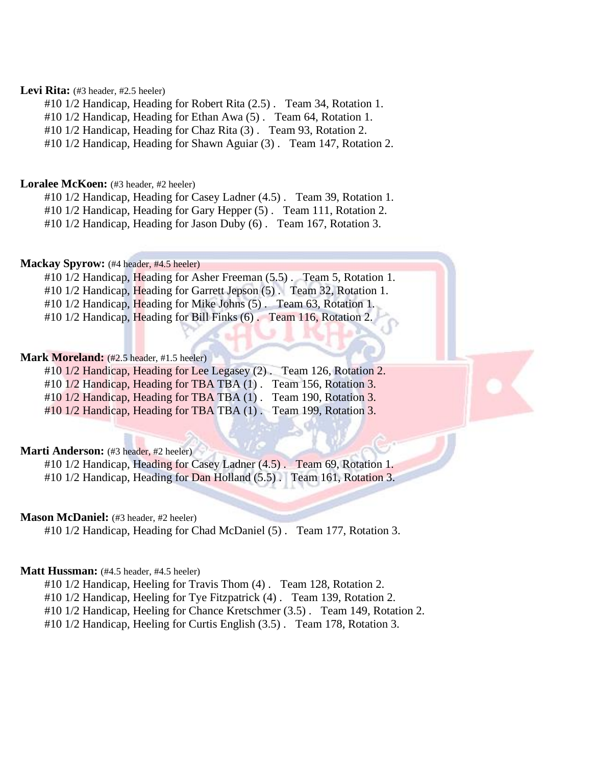**Levi Rita:** (#3 header, #2.5 heeler)

#10 1/2 Handicap, Heading for Robert Rita (2.5) . Team 34, Rotation 1.
#10 1/2 Handicap, Heading for Ethan Awa (5) . Team 64, Rotation 1.
#10 1/2 Handicap, Heading for Chaz Rita (3) . Team 93, Rotation 2.
#10 1/2 Handicap, Heading for Shawn Aguiar (3) . Team 147, Rotation 2.

**Loralee McKoen:** (#3 header, #2 heeler)

#10 1/2 Handicap, Heading for Casey Ladner (4.5) . Team 39, Rotation 1.
#10 1/2 Handicap, Heading for Gary Hepper (5) . Team 111, Rotation 2.
#10 1/2 Handicap, Heading for Jason Duby (6) . Team 167, Rotation 3.

**Mackay Spyrow:** (#4 header, #4.5 heeler)

#10 1/2 Handicap, Heading for Asher Freeman (5.5) . Team 5, Rotation 1.
#10 1/2 Handicap, Heading for Garrett Jepson (5) . Team 32, Rotation 1.
#10 1/2 Handicap, Heading for Mike Johns (5) . Team 63, Rotation 1.
#10 1/2 Handicap, Heading for Bill Finks (6) . Team 116, Rotation 2.

**Mark Moreland:** (#2.5 header, #1.5 heeler)

#10 1/2 Handicap, Heading for Lee Legasey (2) . Team 126, Rotation 2.
#10 1/2 Handicap, Heading for TBA TBA (1) . Team 156, Rotation 3.
#10 1/2 Handicap, Heading for TBA TBA (1) . Team 190, Rotation 3.
#10 1/2 Handicap, Heading for TBA TBA (1) . Team 199, Rotation 3.

**Marti Anderson:** (#3 header, #2 heeler)

#10 1/2 Handicap, Heading for Casey Ladner (4.5) . Team 69, Rotation 1.
#10 1/2 Handicap, Heading for Dan Holland (5.5) . Team 161, Rotation 3.

**Mason McDaniel:** (#3 header, #2 heeler)

#10 1/2 Handicap, Heading for Chad McDaniel (5) . Team 177, Rotation 3.

**Matt Hussman:** (#4.5 header, #4.5 heeler)

#10 1/2 Handicap, Heeling for Travis Thom (4) . Team 128, Rotation 2.
#10 1/2 Handicap, Heeling for Tye Fitzpatrick (4) . Team 139, Rotation 2.
#10 1/2 Handicap, Heeling for Chance Kretschmer (3.5) . Team 149, Rotation 2.
#10 1/2 Handicap, Heeling for Curtis English (3.5) . Team 178, Rotation 3.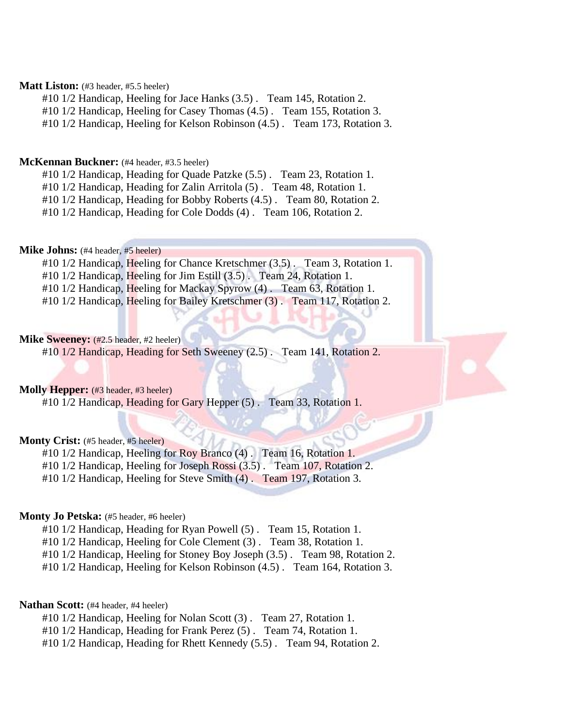**Matt Liston:** (#3 header, #5.5 heeler)

#10 1/2 Handicap, Heeling for Jace Hanks (3.5) . Team 145, Rotation 2.
#10 1/2 Handicap, Heeling for Casey Thomas (4.5) . Team 155, Rotation 3.
#10 1/2 Handicap, Heeling for Kelson Robinson (4.5) . Team 173, Rotation 3.

**McKennan Buckner:** (#4 header, #3.5 heeler)

#10 1/2 Handicap, Heading for Quade Patzke (5.5) . Team 23, Rotation 1.
#10 1/2 Handicap, Heading for Zalin Arritola (5) . Team 48, Rotation 1.
#10 1/2 Handicap, Heading for Bobby Roberts (4.5) . Team 80, Rotation 2.
#10 1/2 Handicap, Heading for Cole Dodds (4) . Team 106, Rotation 2.

**Mike Johns:** (#4 header, #5 heeler)

#10 1/2 Handicap, Heeling for Chance Kretschmer (3.5) . Team 3, Rotation 1.
#10 1/2 Handicap, Heeling for Jim Estill (3.5) . Team 24, Rotation 1.
#10 1/2 Handicap, Heeling for Mackay Spyrow (4) . Team 63, Rotation 1.
#10 1/2 Handicap, Heeling for Bailey Kretschmer (3) . Team 117, Rotation 2.

**Mike Sweeney:** (#2.5 header, #2 heeler)

#10 1/2 Handicap, Heading for Seth Sweeney (2.5) . Team 141, Rotation 2.

**Molly Hepper:** (#3 header, #3 heeler)

#10 1/2 Handicap, Heading for Gary Hepper (5) . Team 33, Rotation 1.

**Monty Crist:** (#5 header, #5 heeler)

#10 1/2 Handicap, Heeling for Roy Branco (4) . Team 16, Rotation 1.
#10 1/2 Handicap, Heeling for Joseph Rossi (3.5) . Team 107, Rotation 2.
#10 1/2 Handicap, Heeling for Steve Smith (4) . Team 197, Rotation 3.

**Monty Jo Petska:** (#5 header, #6 heeler)

#10 1/2 Handicap, Heading for Ryan Powell (5) . Team 15, Rotation 1.
#10 1/2 Handicap, Heeling for Cole Clement (3) . Team 38, Rotation 1.
#10 1/2 Handicap, Heeling for Stoney Boy Joseph (3.5) . Team 98, Rotation 2.
#10 1/2 Handicap, Heeling for Kelson Robinson (4.5) . Team 164, Rotation 3.

**Nathan Scott:** (#4 header, #4 heeler)

#10 1/2 Handicap, Heeling for Nolan Scott (3) . Team 27, Rotation 1.
#10 1/2 Handicap, Heading for Frank Perez (5) . Team 74, Rotation 1.
#10 1/2 Handicap, Heading for Rhett Kennedy (5.5) . Team 94, Rotation 2.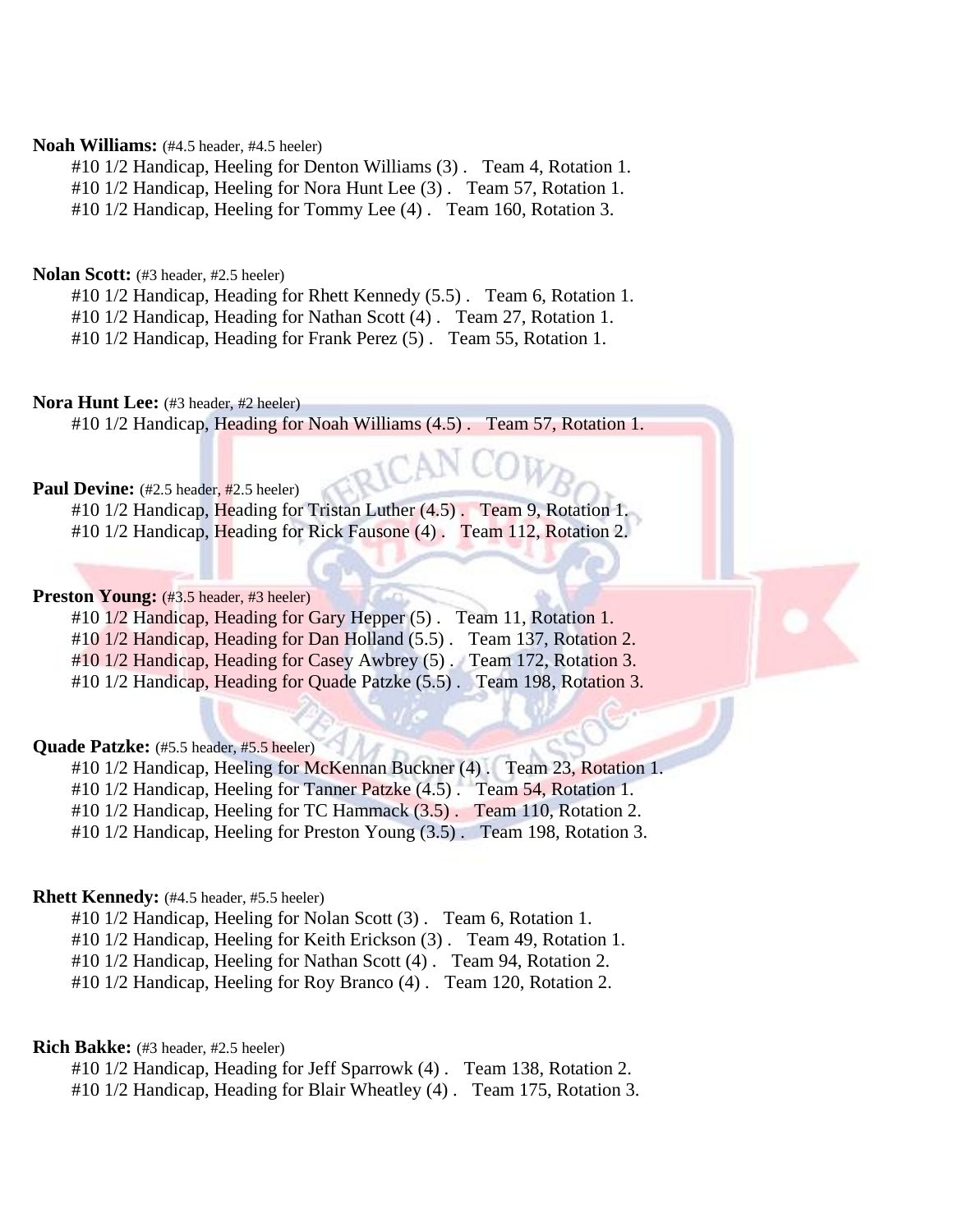**Noah Williams:** (#4.5 header, #4.5 heeler)

#10 1/2 Handicap, Heeling for Denton Williams (3) . Team 4, Rotation 1.
#10 1/2 Handicap, Heeling for Nora Hunt Lee (3) . Team 57, Rotation 1.
#10 1/2 Handicap, Heeling for Tommy Lee (4) . Team 160, Rotation 3.

**Nolan Scott:** (#3 header, #2.5 heeler)

#10 1/2 Handicap, Heading for Rhett Kennedy (5.5) . Team 6, Rotation 1.
#10 1/2 Handicap, Heading for Nathan Scott (4) . Team 27, Rotation 1.
#10 1/2 Handicap, Heading for Frank Perez (5) . Team 55, Rotation 1.

**Nora Hunt Lee:** (#3 header, #2 heeler)

#10 1/2 Handicap, Heading for Noah Williams (4.5) . Team 57, Rotation 1.

**Paul Devine:** (#2.5 header, #2.5 heeler)

#10 1/2 Handicap, Heading for Tristan Luther (4.5) . Team 9, Rotation 1.
#10 1/2 Handicap, Heading for Rick Fausone (4) . Team 112, Rotation 2.

**Preston Young:** (#3.5 header, #3 heeler)

#10 1/2 Handicap, Heading for Gary Hepper (5) . Team 11, Rotation 1.
#10 1/2 Handicap, Heading for Dan Holland (5.5) . Team 137, Rotation 2.
#10 1/2 Handicap, Heading for Casey Awbrey (5) . Team 172, Rotation 3.
#10 1/2 Handicap, Heading for Quade Patzke (5.5) . Team 198, Rotation 3.

**Quade Patzke:** (#5.5 header, #5.5 heeler)

#10 1/2 Handicap, Heeling for McKennan Buckner (4) . Team 23, Rotation 1.
#10 1/2 Handicap, Heeling for Tanner Patzke (4.5) . Team 54, Rotation 1.
#10 1/2 Handicap, Heeling for TC Hammack (3.5) . Team 110, Rotation 2.
#10 1/2 Handicap, Heeling for Preston Young (3.5) . Team 198, Rotation 3.

**Rhett Kennedy:** (#4.5 header, #5.5 heeler)

#10 1/2 Handicap, Heeling for Nolan Scott (3) . Team 6, Rotation 1.
#10 1/2 Handicap, Heeling for Keith Erickson (3) . Team 49, Rotation 1.
#10 1/2 Handicap, Heeling for Nathan Scott (4) . Team 94, Rotation 2.
#10 1/2 Handicap, Heeling for Roy Branco (4) . Team 120, Rotation 2.

**Rich Bakke:** (#3 header, #2.5 heeler)

#10 1/2 Handicap, Heading for Jeff Sparrowk (4) . Team 138, Rotation 2.
#10 1/2 Handicap, Heading for Blair Wheatley (4) . Team 175, Rotation 3.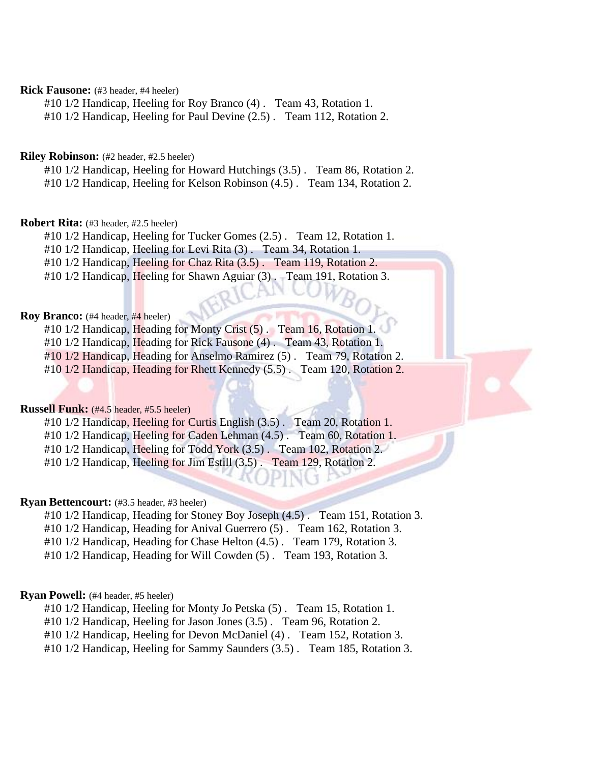**Rick Fausone:** (#3 header, #4 heeler)

#10 1/2 Handicap, Heeling for Roy Branco (4) . Team 43, Rotation 1.
#10 1/2 Handicap, Heeling for Paul Devine (2.5) . Team 112, Rotation 2.

**Riley Robinson:** (#2 header, #2.5 heeler)

#10 1/2 Handicap, Heeling for Howard Hutchings (3.5) . Team 86, Rotation 2.
#10 1/2 Handicap, Heeling for Kelson Robinson (4.5) . Team 134, Rotation 2.

**Robert Rita:** (#3 header, #2.5 heeler)

#10 1/2 Handicap, Heeling for Tucker Gomes (2.5) . Team 12, Rotation 1.
#10 1/2 Handicap, Heeling for Levi Rita (3) . Team 34, Rotation 1.
#10 1/2 Handicap, Heeling for Chaz Rita (3.5) . Team 119, Rotation 2.
#10 1/2 Handicap, Heeling for Shawn Aguiar (3) . Team 191, Rotation 3.

**Roy Branco:** (#4 header, #4 heeler)

#10 1/2 Handicap, Heading for Monty Crist (5) . Team 16, Rotation 1.
#10 1/2 Handicap, Heading for Rick Fausone (4) . Team 43, Rotation 1.
#10 1/2 Handicap, Heading for Anselmo Ramirez (5) . Team 79, Rotation 2.
#10 1/2 Handicap, Heading for Rhett Kennedy (5.5) . Team 120, Rotation 2.

**Russell Funk:** (#4.5 header, #5.5 heeler)

#10 1/2 Handicap, Heeling for Curtis English (3.5) . Team 20, Rotation 1.
#10 1/2 Handicap, Heeling for Caden Lehman (4.5) . Team 60, Rotation 1.
#10 1/2 Handicap, Heeling for Todd York (3.5) . Team 102, Rotation 2.
#10 1/2 Handicap, Heeling for Jim Estill (3.5) . Team 129, Rotation 2.

**Ryan Bettencourt:** (#3.5 header, #3 heeler)

#10 1/2 Handicap, Heading for Stoney Boy Joseph (4.5) . Team 151, Rotation 3.
#10 1/2 Handicap, Heading for Anival Guerrero (5) . Team 162, Rotation 3.
#10 1/2 Handicap, Heading for Chase Helton (4.5) . Team 179, Rotation 3.
#10 1/2 Handicap, Heading for Will Cowden (5) . Team 193, Rotation 3.

**Ryan Powell:** (#4 header, #5 heeler)

#10 1/2 Handicap, Heeling for Monty Jo Petska (5) . Team 15, Rotation 1.
#10 1/2 Handicap, Heeling for Jason Jones (3.5) . Team 96, Rotation 2.
#10 1/2 Handicap, Heeling for Devon McDaniel (4) . Team 152, Rotation 3.
#10 1/2 Handicap, Heeling for Sammy Saunders (3.5) . Team 185, Rotation 3.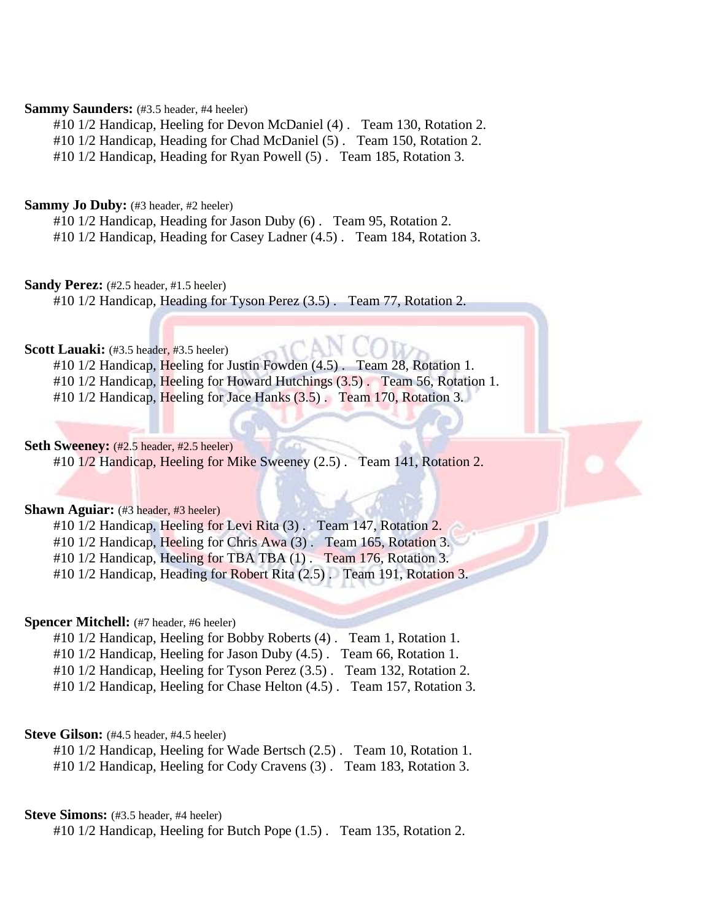**Sammy Saunders:** (#3.5 header, #4 heeler)

#10 1/2 Handicap, Heeling for Devon McDaniel (4) . Team 130, Rotation 2.
#10 1/2 Handicap, Heading for Chad McDaniel (5) . Team 150, Rotation 2.
#10 1/2 Handicap, Heading for Ryan Powell (5) . Team 185, Rotation 3.

**Sammy Jo Duby:** (#3 header, #2 heeler)

#10 1/2 Handicap, Heading for Jason Duby (6) . Team 95, Rotation 2.
#10 1/2 Handicap, Heading for Casey Ladner (4.5) . Team 184, Rotation 3.

**Sandy Perez:** (#2.5 header, #1.5 heeler)

#10 1/2 Handicap, Heading for Tyson Perez (3.5) . Team 77, Rotation 2.

**Scott Lauaki:** (#3.5 header, #3.5 heeler)

#10 1/2 Handicap, Heeling for Justin Fowden (4.5) . Team 28, Rotation 1.
#10 1/2 Handicap, Heeling for Howard Hutchings (3.5) . Team 56, Rotation 1.
#10 1/2 Handicap, Heeling for Jace Hanks (3.5) . Team 170, Rotation 3.

**Seth Sweeney:** (#2.5 header, #2.5 heeler)

#10 1/2 Handicap, Heeling for Mike Sweeney (2.5) . Team 141, Rotation 2.

**Shawn Aguiar:** (#3 header, #3 heeler)

#10 1/2 Handicap, Heeling for Levi Rita (3) . Team 147, Rotation 2.
#10 1/2 Handicap, Heeling for Chris Awa (3) . Team 165, Rotation 3.
#10 1/2 Handicap, Heeling for TBA TBA (1) . Team 176, Rotation 3.
#10 1/2 Handicap, Heading for Robert Rita (2.5) . Team 191, Rotation 3.

**Spencer Mitchell:** (#7 header, #6 heeler)

#10 1/2 Handicap, Heeling for Bobby Roberts (4) . Team 1, Rotation 1.
#10 1/2 Handicap, Heeling for Jason Duby (4.5) . Team 66, Rotation 1.
#10 1/2 Handicap, Heeling for Tyson Perez (3.5) . Team 132, Rotation 2.
#10 1/2 Handicap, Heeling for Chase Helton (4.5) . Team 157, Rotation 3.

**Steve Gilson:** (#4.5 header, #4.5 heeler)

#10 1/2 Handicap, Heeling for Wade Bertsch (2.5) . Team 10, Rotation 1.
#10 1/2 Handicap, Heeling for Cody Cravens (3) . Team 183, Rotation 3.

**Steve Simons:** (#3.5 header, #4 heeler)

#10 1/2 Handicap, Heeling for Butch Pope (1.5) . Team 135, Rotation 2.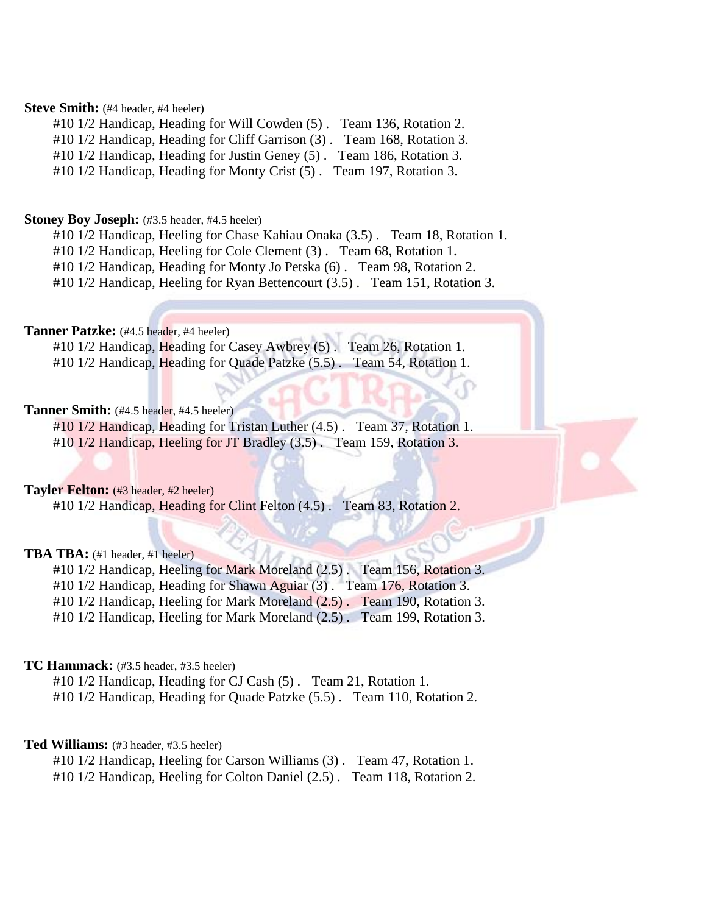**Steve Smith:** (#4 header, #4 heeler)

#10 1/2 Handicap, Heading for Will Cowden (5) . Team 136, Rotation 2.
#10 1/2 Handicap, Heading for Cliff Garrison (3) . Team 168, Rotation 3.
#10 1/2 Handicap, Heading for Justin Geney (5) . Team 186, Rotation 3.
#10 1/2 Handicap, Heading for Monty Crist (5) . Team 197, Rotation 3.

**Stoney Boy Joseph:** (#3.5 header, #4.5 heeler)

#10 1/2 Handicap, Heeling for Chase Kahiau Onaka (3.5) . Team 18, Rotation 1.
#10 1/2 Handicap, Heeling for Cole Clement (3) . Team 68, Rotation 1.
#10 1/2 Handicap, Heading for Monty Jo Petska (6) . Team 98, Rotation 2.
#10 1/2 Handicap, Heeling for Ryan Bettencourt (3.5) . Team 151, Rotation 3.

**Tanner Patzke:** (#4.5 header, #4 heeler)

#10 1/2 Handicap, Heading for Casey Awbrey (5) . Team 26, Rotation 1.
#10 1/2 Handicap, Heading for Quade Patzke (5.5) . Team 54, Rotation 1.

**Tanner Smith:** (#4.5 header, #4.5 heeler)

#10 1/2 Handicap, Heading for Tristan Luther (4.5) . Team 37, Rotation 1.
#10 1/2 Handicap, Heeling for JT Bradley (3.5) . Team 159, Rotation 3.

**Tayler Felton:** (#3 header, #2 heeler)

#10 1/2 Handicap, Heading for Clint Felton (4.5) . Team 83, Rotation 2.

**TBA TBA:** (#1 header, #1 heeler)

#10 1/2 Handicap, Heeling for Mark Moreland (2.5) . Team 156, Rotation 3.
#10 1/2 Handicap, Heading for Shawn Aguiar (3) . Team 176, Rotation 3.
#10 1/2 Handicap, Heeling for Mark Moreland (2.5) . Team 190, Rotation 3.
#10 1/2 Handicap, Heeling for Mark Moreland (2.5) . Team 199, Rotation 3.

**TC Hammack:** (#3.5 header, #3.5 heeler)

#10 1/2 Handicap, Heading for CJ Cash (5) . Team 21, Rotation 1.
#10 1/2 Handicap, Heading for Quade Patzke (5.5) . Team 110, Rotation 2.

**Ted Williams:** (#3 header, #3.5 heeler)

#10 1/2 Handicap, Heeling for Carson Williams (3) . Team 47, Rotation 1.
#10 1/2 Handicap, Heeling for Colton Daniel (2.5) . Team 118, Rotation 2.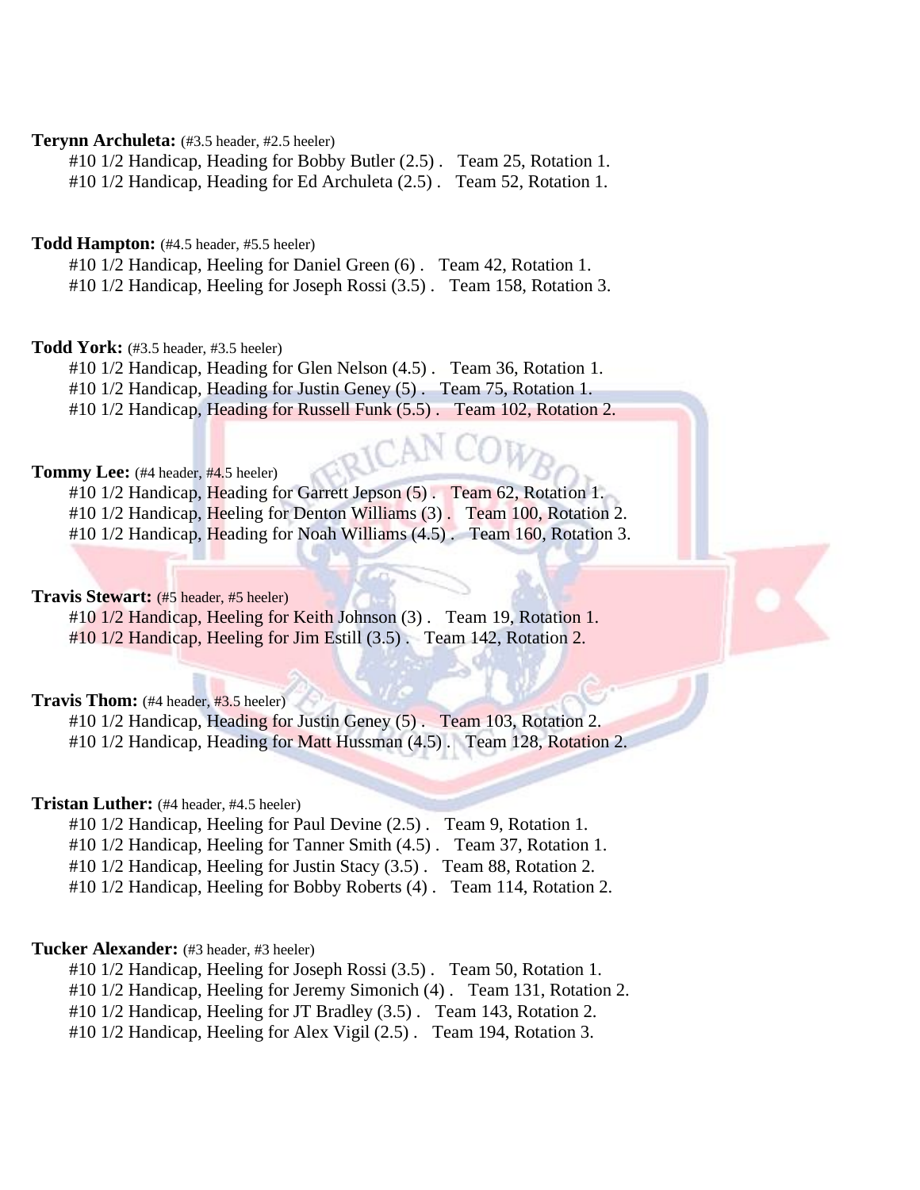**Terynn Archuleta:** (#3.5 header, #2.5 heeler)

#10 1/2 Handicap, Heading for Bobby Butler (2.5) . Team 25, Rotation 1.
#10 1/2 Handicap, Heading for Ed Archuleta (2.5) . Team 52, Rotation 1.

**Todd Hampton:** (#4.5 header, #5.5 heeler)

#10 1/2 Handicap, Heeling for Daniel Green (6) . Team 42, Rotation 1.
#10 1/2 Handicap, Heeling for Joseph Rossi (3.5) . Team 158, Rotation 3.

**Todd York:** (#3.5 header, #3.5 heeler)

#10 1/2 Handicap, Heading for Glen Nelson (4.5) . Team 36, Rotation 1.
#10 1/2 Handicap, Heading for Justin Geney (5) . Team 75, Rotation 1.
#10 1/2 Handicap, Heading for Russell Funk (5.5) . Team 102, Rotation 2.

**Tommy Lee:** (#4 header, #4.5 heeler)

#10 1/2 Handicap, Heading for Garrett Jepson (5) . Team 62, Rotation 1.
#10 1/2 Handicap, Heeling for Denton Williams (3) . Team 100, Rotation 2.
#10 1/2 Handicap, Heading for Noah Williams (4.5) . Team 160, Rotation 3.

**Travis Stewart:** (#5 header, #5 heeler)

#10 1/2 Handicap, Heeling for Keith Johnson (3) . Team 19, Rotation 1.
#10 1/2 Handicap, Heeling for Jim Estill (3.5) . Team 142, Rotation 2.

**Travis Thom:** (#4 header, #3.5 heeler)

#10 1/2 Handicap, Heading for Justin Geney (5) . Team 103, Rotation 2.
#10 1/2 Handicap, Heading for Matt Hussman (4.5) . Team 128, Rotation 2.

**Tristan Luther:** (#4 header, #4.5 heeler)

#10 1/2 Handicap, Heeling for Paul Devine (2.5) . Team 9, Rotation 1.
#10 1/2 Handicap, Heeling for Tanner Smith (4.5) . Team 37, Rotation 1.
#10 1/2 Handicap, Heeling for Justin Stacy (3.5) . Team 88, Rotation 2.
#10 1/2 Handicap, Heeling for Bobby Roberts (4) . Team 114, Rotation 2.

**Tucker Alexander:** (#3 header, #3 heeler)

#10 1/2 Handicap, Heeling for Joseph Rossi (3.5) . Team 50, Rotation 1.
#10 1/2 Handicap, Heeling for Jeremy Simonich (4) . Team 131, Rotation 2.
#10 1/2 Handicap, Heeling for JT Bradley (3.5) . Team 143, Rotation 2.
#10 1/2 Handicap, Heeling for Alex Vigil (2.5) . Team 194, Rotation 3.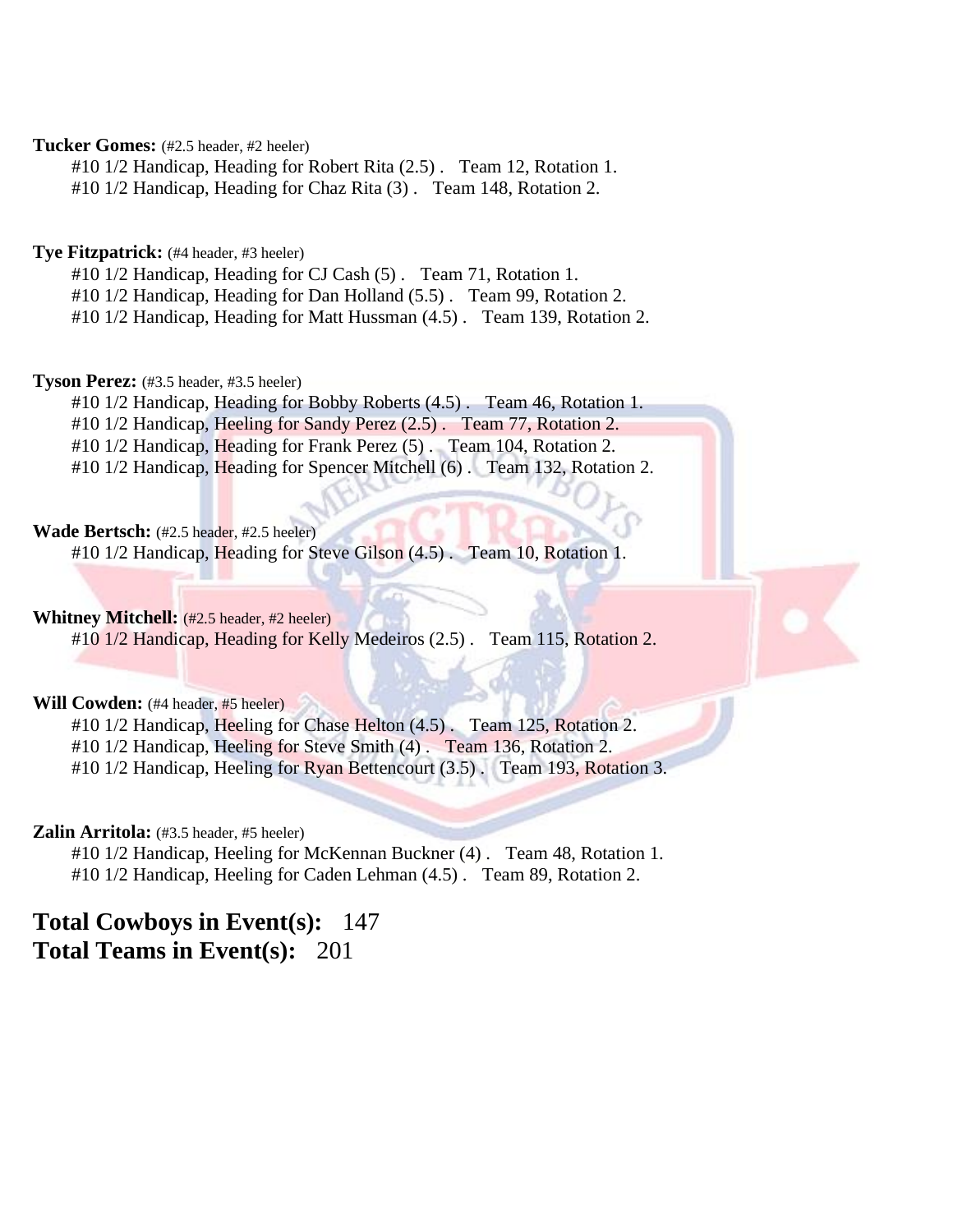**Tucker Gomes:** (#2.5 header, #2 heeler)

#10 1/2 Handicap, Heading for Robert Rita (2.5) . Team 12, Rotation 1.
#10 1/2 Handicap, Heading for Chaz Rita (3) . Team 148, Rotation 2.

**Tye Fitzpatrick:** (#4 header, #3 heeler)

#10 1/2 Handicap, Heading for CJ Cash (5) . Team 71, Rotation 1.
#10 1/2 Handicap, Heading for Dan Holland (5.5) . Team 99, Rotation 2.
#10 1/2 Handicap, Heading for Matt Hussman (4.5) . Team 139, Rotation 2.

**Tyson Perez:** (#3.5 header, #3.5 heeler)

#10 1/2 Handicap, Heading for Bobby Roberts (4.5) . Team 46, Rotation 1.
#10 1/2 Handicap, Heeling for Sandy Perez (2.5) . Team 77, Rotation 2.
#10 1/2 Handicap, Heading for Frank Perez (5) . Team 104, Rotation 2.
#10 1/2 Handicap, Heading for Spencer Mitchell (6) . Team 132, Rotation 2.

**Wade Bertsch:** (#2.5 header, #2.5 heeler)

#10 1/2 Handicap, Heading for Steve Gilson (4.5) . Team 10, Rotation 1.

**Whitney Mitchell:** (#2.5 header, #2 heeler)

#10 1/2 Handicap, Heading for Kelly Medeiros (2.5) . Team 115, Rotation 2.

**Will Cowden:** (#4 header, #5 heeler)

#10 1/2 Handicap, Heeling for Chase Helton (4.5) . Team 125, Rotation 2.
#10 1/2 Handicap, Heeling for Steve Smith (4) . Team 136, Rotation 2.
#10 1/2 Handicap, Heeling for Ryan Bettencourt (3.5) . Team 193, Rotation 3.

**Zalin Arritola:** (#3.5 header, #5 heeler)

#10 1/2 Handicap, Heeling for McKennan Buckner (4) . Team 48, Rotation 1.
#10 1/2 Handicap, Heeling for Caden Lehman (4.5) . Team 89, Rotation 2.

**Total Cowboys in Event(s):** 147
**Total Teams in Event(s):** 201